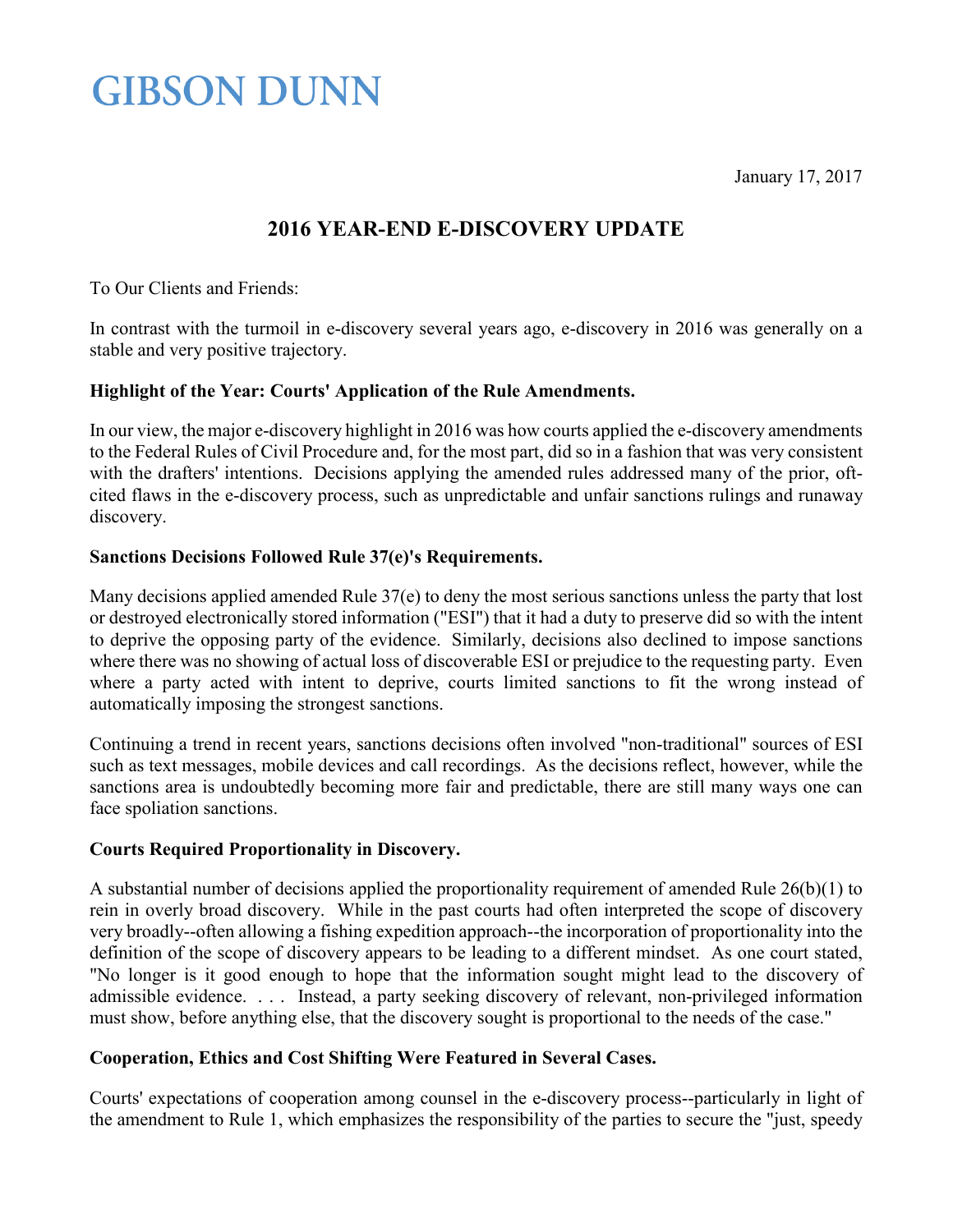# GIBSON DUNN

January 17, 2017

## 2016 YEAR-END E-DISCOVERY UPDATE

To Our Clients and Friends:

In contrast with the turmoil in e-discovery several years ago, e-discovery in 2016 was generally on a stable and very positive trajectory.

**Highlight of the Year: Courts' Application of the Rule Amendments.**

In our view, the major e-discovery highlight in 2016 was how courts applied the e-discovery amendments to the Federal Rules of Civil Procedure and, for the most part, did so in a fashion that was very consistent with the drafters' intentions. Decisions applying the amended rules addressed many of the prior, oft-cited flaws in the e-discovery process, such as unpredictable and unfair sanctions rulings and runaway discovery.

**Sanctions Decisions Followed Rule 37(e)'s Requirements.**

Many decisions applied amended Rule 37(e) to deny the most serious sanctions unless the party that lost or destroyed electronically stored information ("ESI") that it had a duty to preserve did so with the intent to deprive the opposing party of the evidence. Similarly, decisions also declined to impose sanctions where there was no showing of actual loss of discoverable ESI or prejudice to the requesting party. Even where a party acted with intent to deprive, courts limited sanctions to fit the wrong instead of automatically imposing the strongest sanctions.

Continuing a trend in recent years, sanctions decisions often involved "non-traditional" sources of ESI such as text messages, mobile devices and call recordings. As the decisions reflect, however, while the sanctions area is undoubtedly becoming more fair and predictable, there are still many ways one can face spoliation sanctions.

**Courts Required Proportionality in Discovery.**

A substantial number of decisions applied the proportionality requirement of amended Rule 26(b)(1) to rein in overly broad discovery. While in the past courts had often interpreted the scope of discovery very broadly--often allowing a fishing expedition approach--the incorporation of proportionality into the definition of the scope of discovery appears to be leading to a different mindset. As one court stated, "No longer is it good enough to hope that the information sought might lead to the discovery of admissible evidence. . . . Instead, a party seeking discovery of relevant, non-privileged information must show, before anything else, that the discovery sought is proportional to the needs of the case."

**Cooperation, Ethics and Cost Shifting Were Featured in Several Cases.**

Courts' expectations of cooperation among counsel in the e-discovery process--particularly in light of the amendment to Rule 1, which emphasizes the responsibility of the parties to secure the "just, speedy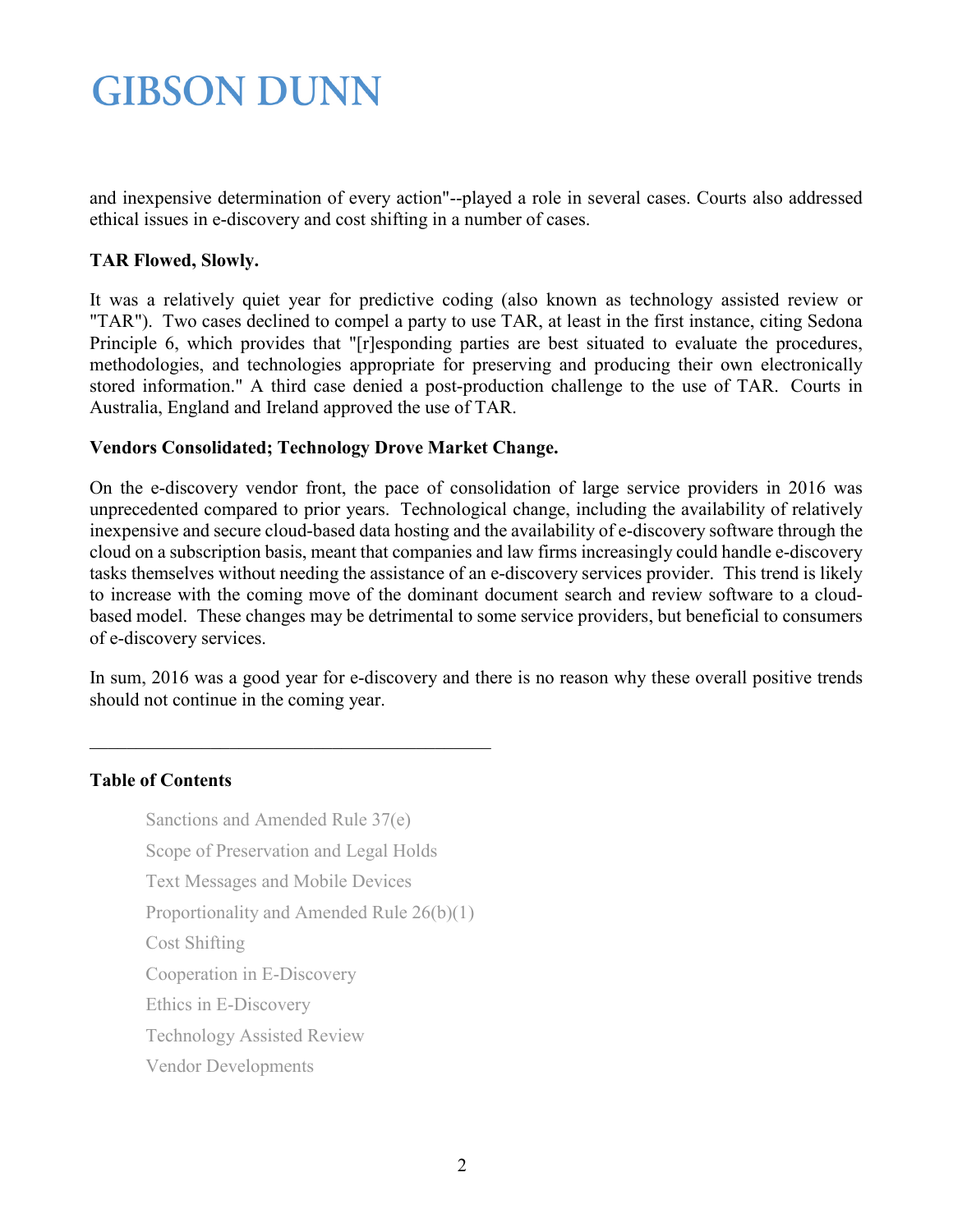and inexpensive determination of every action"--played a role in several cases. Courts also addressed ethical issues in e-discovery and cost shifting in a number of cases.

**TAR Flowed, Slowly.**

It was a relatively quiet year for predictive coding (also known as technology assisted review or "TAR"). Two cases declined to compel a party to use TAR, at least in the first instance, citing Sedona Principle 6, which provides that "[r]esponding parties are best situated to evaluate the procedures, methodologies, and technologies appropriate for preserving and producing their own electronically stored information." A third case denied a post-production challenge to the use of TAR. Courts in Australia, England and Ireland approved the use of TAR.

**Vendors Consolidated; Technology Drove Market Change.**

On the e-discovery vendor front, the pace of consolidation of large service providers in 2016 was unprecedented compared to prior years. Technological change, including the availability of relatively inexpensive and secure cloud-based data hosting and the availability of e-discovery software through the cloud on a subscription basis, meant that companies and law firms increasingly could handle e-discovery tasks themselves without needing the assistance of an e-discovery services provider. This trend is likely to increase with the coming move of the dominant document search and review software to a cloud-based model. These changes may be detrimental to some service providers, but beneficial to consumers of e-discovery services.

In sum, 2016 was a good year for e-discovery and there is no reason why these overall positive trends should not continue in the coming year.

---

**Table of Contents**

- Sanctions and Amended Rule 37(e)
- Scope of Preservation and Legal Holds
- Text Messages and Mobile Devices
- Proportionality and Amended Rule 26(b)(1)
- Cost Shifting
- Cooperation in E-Discovery
- Ethics in E-Discovery
- Technology Assisted Review
- Vendor Developments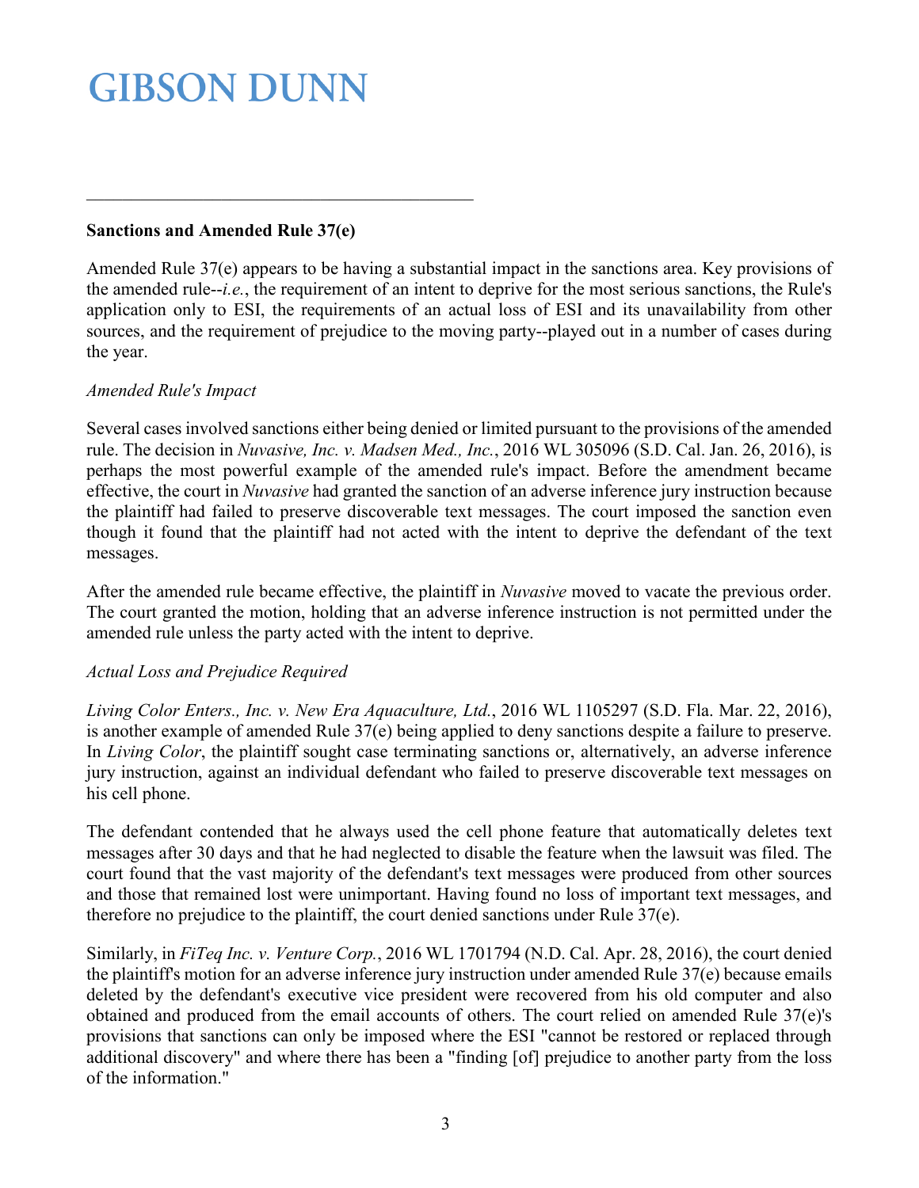**Sanctions and Amended Rule 37(e)**

Amended Rule 37(e) appears to be having a substantial impact in the sanctions area. Key provisions of the amended rule--*i.e.*, the requirement of an intent to deprive for the most serious sanctions, the Rule's application only to ESI, the requirements of an actual loss of ESI and its unavailability from other sources, and the requirement of prejudice to the moving party--played out in a number of cases during the year.

*Amended Rule's Impact*

Several cases involved sanctions either being denied or limited pursuant to the provisions of the amended rule. The decision in *Nuvasive, Inc. v. Madsen Med., Inc.*, 2016 WL 305096 (S.D. Cal. Jan. 26, 2016), is perhaps the most powerful example of the amended rule's impact. Before the amendment became effective, the court in *Nuvasive* had granted the sanction of an adverse inference jury instruction because the plaintiff had failed to preserve discoverable text messages. The court imposed the sanction even though it found that the plaintiff had not acted with the intent to deprive the defendant of the text messages.

After the amended rule became effective, the plaintiff in *Nuvasive* moved to vacate the previous order. The court granted the motion, holding that an adverse inference instruction is not permitted under the amended rule unless the party acted with the intent to deprive.

*Actual Loss and Prejudice Required*

*Living Color Enters., Inc. v. New Era Aquaculture, Ltd.*, 2016 WL 1105297 (S.D. Fla. Mar. 22, 2016), is another example of amended Rule 37(e) being applied to deny sanctions despite a failure to preserve. In *Living Color*, the plaintiff sought case terminating sanctions or, alternatively, an adverse inference jury instruction, against an individual defendant who failed to preserve discoverable text messages on his cell phone.

The defendant contended that he always used the cell phone feature that automatically deletes text messages after 30 days and that he had neglected to disable the feature when the lawsuit was filed. The court found that the vast majority of the defendant's text messages were produced from other sources and those that remained lost were unimportant. Having found no loss of important text messages, and therefore no prejudice to the plaintiff, the court denied sanctions under Rule 37(e).

Similarly, in *FiTeq Inc. v. Venture Corp.*, 2016 WL 1701794 (N.D. Cal. Apr. 28, 2016), the court denied the plaintiff's motion for an adverse inference jury instruction under amended Rule 37(e) because emails deleted by the defendant's executive vice president were recovered from his old computer and also obtained and produced from the email accounts of others. The court relied on amended Rule 37(e)'s provisions that sanctions can only be imposed where the ESI "cannot be restored or replaced through additional discovery" and where there has been a "finding [of] prejudice to another party from the loss of the information."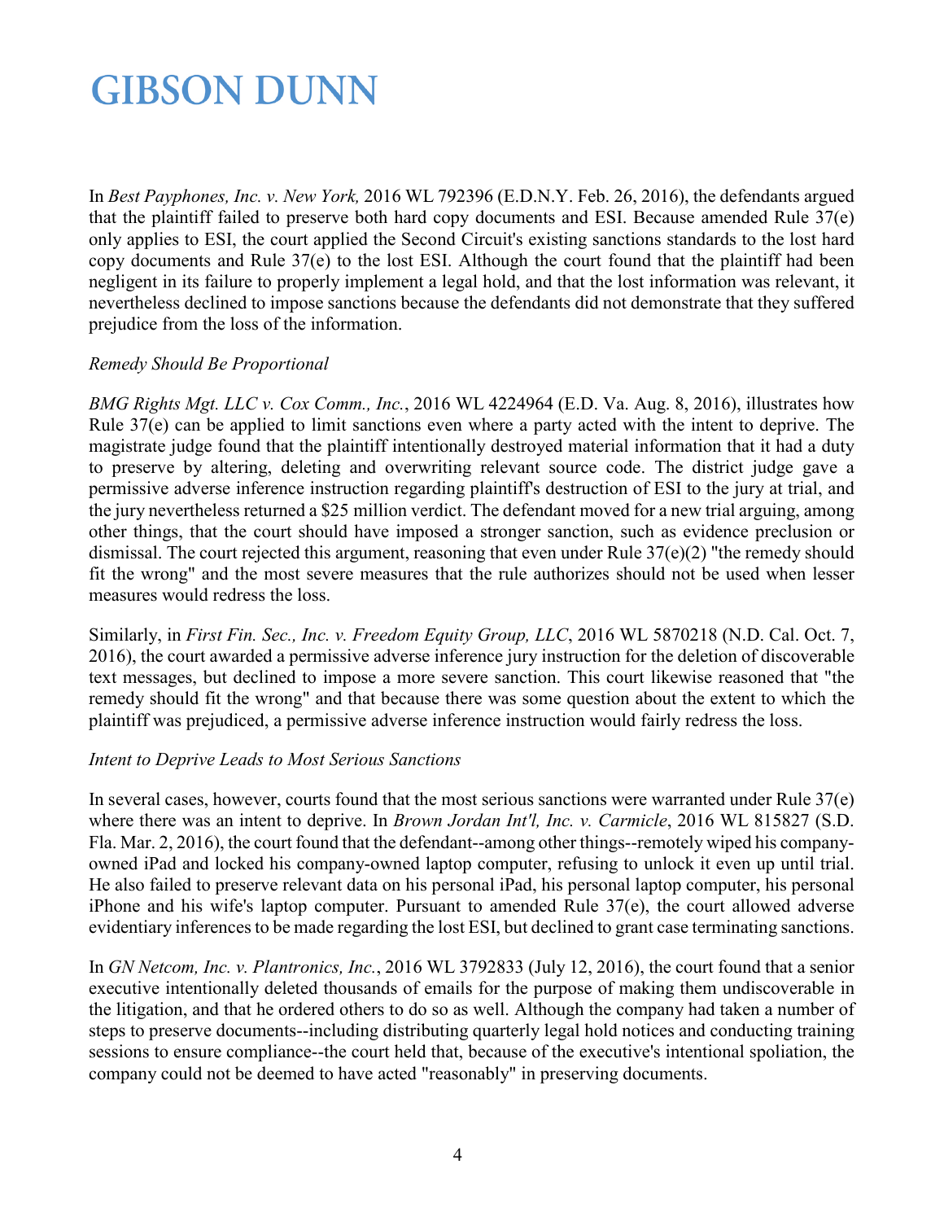In *Best Payphones, Inc. v. New York,* 2016 WL 792396 (E.D.N.Y. Feb. 26, 2016), the defendants argued that the plaintiff failed to preserve both hard copy documents and ESI. Because amended Rule 37(e) only applies to ESI, the court applied the Second Circuit's existing sanctions standards to the lost hard copy documents and Rule 37(e) to the lost ESI. Although the court found that the plaintiff had been negligent in its failure to properly implement a legal hold, and that the lost information was relevant, it nevertheless declined to impose sanctions because the defendants did not demonstrate that they suffered prejudice from the loss of the information.

*Remedy Should Be Proportional*

*BMG Rights Mgt. LLC v. Cox Comm., Inc.*, 2016 WL 4224964 (E.D. Va. Aug. 8, 2016), illustrates how Rule 37(e) can be applied to limit sanctions even where a party acted with the intent to deprive. The magistrate judge found that the plaintiff intentionally destroyed material information that it had a duty to preserve by altering, deleting and overwriting relevant source code. The district judge gave a permissive adverse inference instruction regarding plaintiff's destruction of ESI to the jury at trial, and the jury nevertheless returned a $25 million verdict. The defendant moved for a new trial arguing, among other things, that the court should have imposed a stronger sanction, such as evidence preclusion or dismissal. The court rejected this argument, reasoning that even under Rule 37(e)(2) "the remedy should fit the wrong" and the most severe measures that the rule authorizes should not be used when lesser measures would redress the loss.

Similarly, in *First Fin. Sec., Inc. v. Freedom Equity Group, LLC*, 2016 WL 5870218 (N.D. Cal. Oct. 7, 2016), the court awarded a permissive adverse inference jury instruction for the deletion of discoverable text messages, but declined to impose a more severe sanction. This court likewise reasoned that "the remedy should fit the wrong" and that because there was some question about the extent to which the plaintiff was prejudiced, a permissive adverse inference instruction would fairly redress the loss.

*Intent to Deprive Leads to Most Serious Sanctions*

In several cases, however, courts found that the most serious sanctions were warranted under Rule 37(e) where there was an intent to deprive. In *Brown Jordan Int'l, Inc. v. Carmicle*, 2016 WL 815827 (S.D. Fla. Mar. 2, 2016), the court found that the defendant--among other things--remotely wiped his company-owned iPad and locked his company-owned laptop computer, refusing to unlock it even up until trial. He also failed to preserve relevant data on his personal iPad, his personal laptop computer, his personal iPhone and his wife's laptop computer. Pursuant to amended Rule 37(e), the court allowed adverse evidentiary inferences to be made regarding the lost ESI, but declined to grant case terminating sanctions.

In *GN Netcom, Inc. v. Plantronics, Inc.*, 2016 WL 3792833 (July 12, 2016), the court found that a senior executive intentionally deleted thousands of emails for the purpose of making them undiscoverable in the litigation, and that he ordered others to do so as well. Although the company had taken a number of steps to preserve documents--including distributing quarterly legal hold notices and conducting training sessions to ensure compliance--the court held that, because of the executive's intentional spoliation, the company could not be deemed to have acted "reasonably" in preserving documents.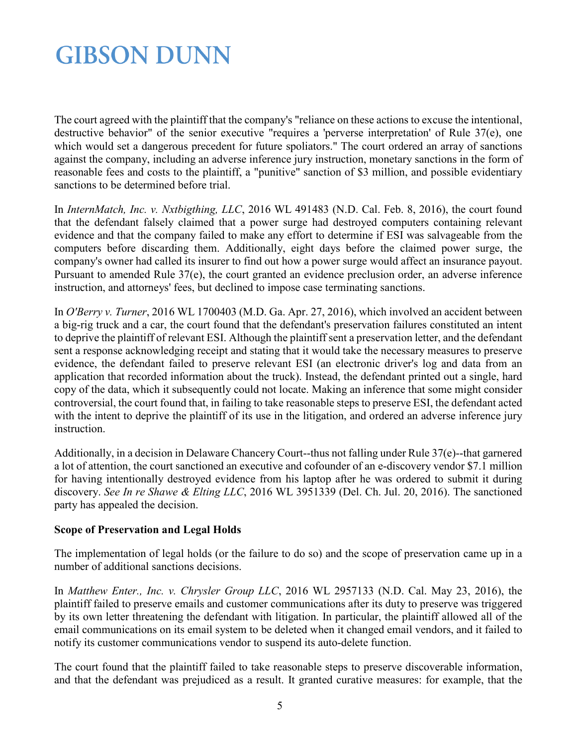The court agreed with the plaintiff that the company's "reliance on these actions to excuse the intentional, destructive behavior" of the senior executive "requires a 'perverse interpretation' of Rule 37(e), one which would set a dangerous precedent for future spoliators." The court ordered an array of sanctions against the company, including an adverse inference jury instruction, monetary sanctions in the form of reasonable fees and costs to the plaintiff, a "punitive" sanction of $3 million, and possible evidentiary sanctions to be determined before trial.

In *InternMatch, Inc. v. Nxtbigthing, LLC*, 2016 WL 491483 (N.D. Cal. Feb. 8, 2016), the court found that the defendant falsely claimed that a power surge had destroyed computers containing relevant evidence and that the company failed to make any effort to determine if ESI was salvageable from the computers before discarding them. Additionally, eight days before the claimed power surge, the company's owner had called its insurer to find out how a power surge would affect an insurance payout. Pursuant to amended Rule 37(e), the court granted an evidence preclusion order, an adverse inference instruction, and attorneys' fees, but declined to impose case terminating sanctions.

In *O'Berry v. Turner*, 2016 WL 1700403 (M.D. Ga. Apr. 27, 2016), which involved an accident between a big-rig truck and a car, the court found that the defendant's preservation failures constituted an intent to deprive the plaintiff of relevant ESI. Although the plaintiff sent a preservation letter, and the defendant sent a response acknowledging receipt and stating that it would take the necessary measures to preserve evidence, the defendant failed to preserve relevant ESI (an electronic driver's log and data from an application that recorded information about the truck). Instead, the defendant printed out a single, hard copy of the data, which it subsequently could not locate. Making an inference that some might consider controversial, the court found that, in failing to take reasonable steps to preserve ESI, the defendant acted with the intent to deprive the plaintiff of its use in the litigation, and ordered an adverse inference jury instruction.

Additionally, in a decision in Delaware Chancery Court--thus not falling under Rule 37(e)--that garnered a lot of attention, the court sanctioned an executive and cofounder of an e-discovery vendor $7.1 million for having intentionally destroyed evidence from his laptop after he was ordered to submit it during discovery. *See In re Shawe & Elting LLC*, 2016 WL 3951339 (Del. Ch. Jul. 20, 2016). The sanctioned party has appealed the decision.

**Scope of Preservation and Legal Holds**

The implementation of legal holds (or the failure to do so) and the scope of preservation came up in a number of additional sanctions decisions.

In *Matthew Enter., Inc. v. Chrysler Group LLC*, 2016 WL 2957133 (N.D. Cal. May 23, 2016), the plaintiff failed to preserve emails and customer communications after its duty to preserve was triggered by its own letter threatening the defendant with litigation. In particular, the plaintiff allowed all of the email communications on its email system to be deleted when it changed email vendors, and it failed to notify its customer communications vendor to suspend its auto-delete function.

The court found that the plaintiff failed to take reasonable steps to preserve discoverable information, and that the defendant was prejudiced as a result. It granted curative measures: for example, that the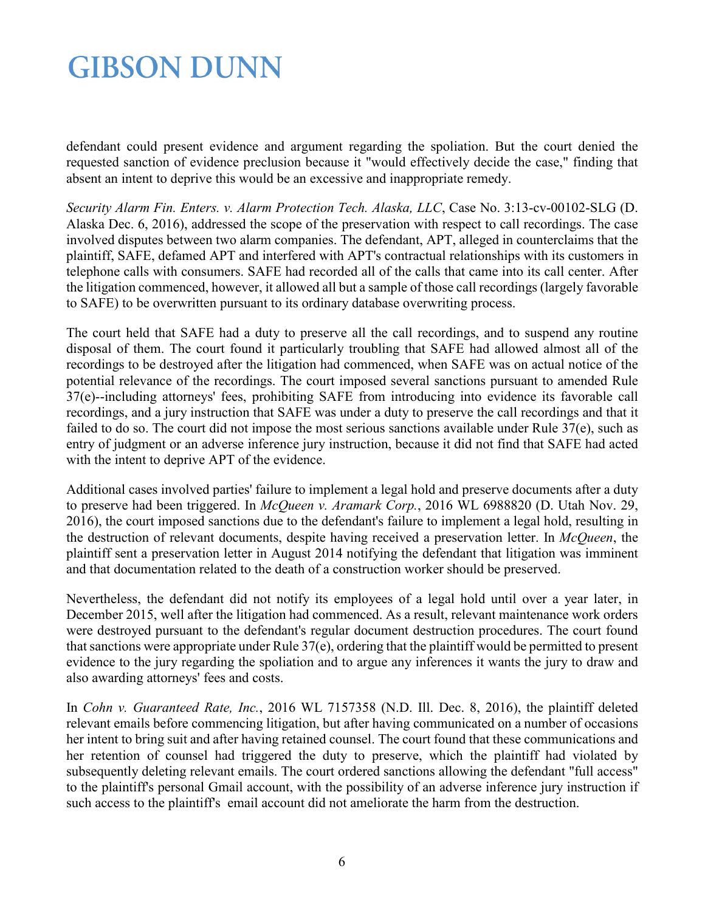defendant could present evidence and argument regarding the spoliation. But the court denied the requested sanction of evidence preclusion because it "would effectively decide the case," finding that absent an intent to deprive this would be an excessive and inappropriate remedy.

*Security Alarm Fin. Enters. v. Alarm Protection Tech. Alaska, LLC*, Case No. 3:13-cv-00102-SLG (D. Alaska Dec. 6, 2016), addressed the scope of the preservation with respect to call recordings. The case involved disputes between two alarm companies. The defendant, APT, alleged in counterclaims that the plaintiff, SAFE, defamed APT and interfered with APT's contractual relationships with its customers in telephone calls with consumers. SAFE had recorded all of the calls that came into its call center. After the litigation commenced, however, it allowed all but a sample of those call recordings (largely favorable to SAFE) to be overwritten pursuant to its ordinary database overwriting process.

The court held that SAFE had a duty to preserve all the call recordings, and to suspend any routine disposal of them. The court found it particularly troubling that SAFE had allowed almost all of the recordings to be destroyed after the litigation had commenced, when SAFE was on actual notice of the potential relevance of the recordings. The court imposed several sanctions pursuant to amended Rule 37(e)--including attorneys' fees, prohibiting SAFE from introducing into evidence its favorable call recordings, and a jury instruction that SAFE was under a duty to preserve the call recordings and that it failed to do so. The court did not impose the most serious sanctions available under Rule 37(e), such as entry of judgment or an adverse inference jury instruction, because it did not find that SAFE had acted with the intent to deprive APT of the evidence.

Additional cases involved parties' failure to implement a legal hold and preserve documents after a duty to preserve had been triggered. In *McQueen v. Aramark Corp.*, 2016 WL 6988820 (D. Utah Nov. 29, 2016), the court imposed sanctions due to the defendant's failure to implement a legal hold, resulting in the destruction of relevant documents, despite having received a preservation letter. In *McQueen*, the plaintiff sent a preservation letter in August 2014 notifying the defendant that litigation was imminent and that documentation related to the death of a construction worker should be preserved.

Nevertheless, the defendant did not notify its employees of a legal hold until over a year later, in December 2015, well after the litigation had commenced. As a result, relevant maintenance work orders were destroyed pursuant to the defendant's regular document destruction procedures. The court found that sanctions were appropriate under Rule 37(e), ordering that the plaintiff would be permitted to present evidence to the jury regarding the spoliation and to argue any inferences it wants the jury to draw and also awarding attorneys' fees and costs.

In *Cohn v. Guaranteed Rate, Inc.*, 2016 WL 7157358 (N.D. Ill. Dec. 8, 2016), the plaintiff deleted relevant emails before commencing litigation, but after having communicated on a number of occasions her intent to bring suit and after having retained counsel. The court found that these communications and her retention of counsel had triggered the duty to preserve, which the plaintiff had violated by subsequently deleting relevant emails. The court ordered sanctions allowing the defendant "full access" to the plaintiff's personal Gmail account, with the possibility of an adverse inference jury instruction if such access to the plaintiff's email account did not ameliorate the harm from the destruction.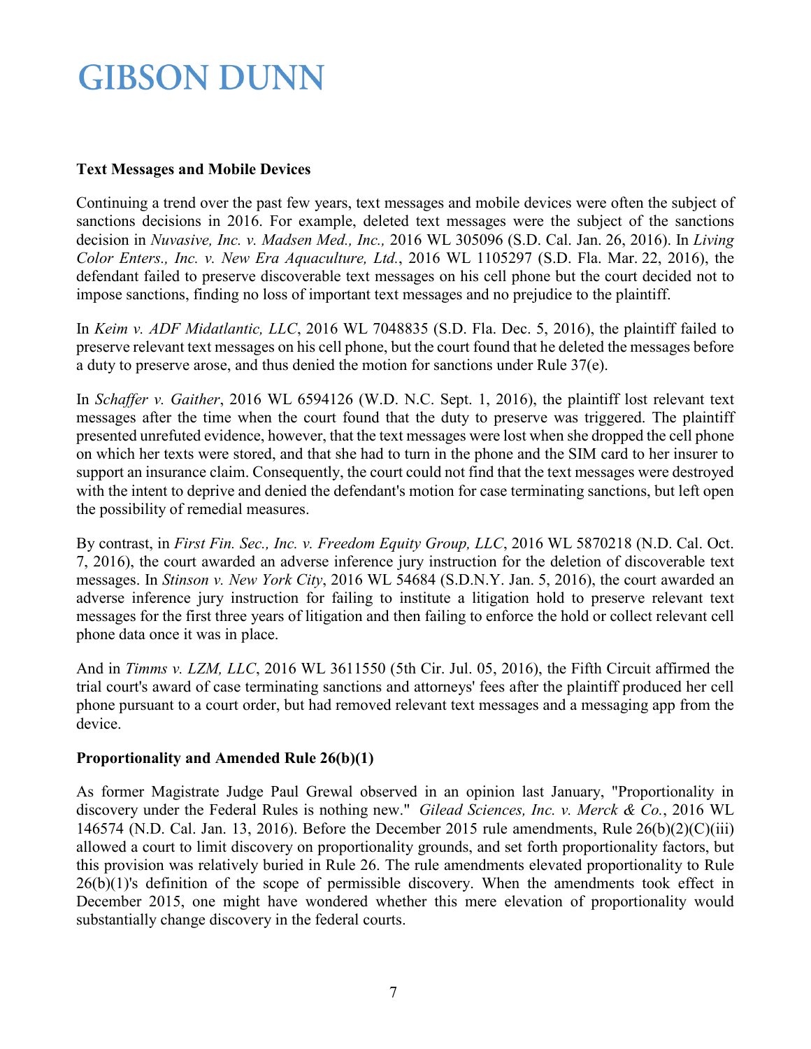### Text Messages and Mobile Devices

Continuing a trend over the past few years, text messages and mobile devices were often the subject of sanctions decisions in 2016. For example, deleted text messages were the subject of the sanctions decision in *Nuvasive, Inc. v. Madsen Med., Inc.,* 2016 WL 305096 (S.D. Cal. Jan. 26, 2016). In *Living Color Enters., Inc. v. New Era Aquaculture, Ltd.*, 2016 WL 1105297 (S.D. Fla. Mar. 22, 2016), the defendant failed to preserve discoverable text messages on his cell phone but the court decided not to impose sanctions, finding no loss of important text messages and no prejudice to the plaintiff.

In *Keim v. ADF Midatlantic, LLC*, 2016 WL 7048835 (S.D. Fla. Dec. 5, 2016), the plaintiff failed to preserve relevant text messages on his cell phone, but the court found that he deleted the messages before a duty to preserve arose, and thus denied the motion for sanctions under Rule 37(e).

In *Schaffer v. Gaither*, 2016 WL 6594126 (W.D. N.C. Sept. 1, 2016), the plaintiff lost relevant text messages after the time when the court found that the duty to preserve was triggered. The plaintiff presented unrefuted evidence, however, that the text messages were lost when she dropped the cell phone on which her texts were stored, and that she had to turn in the phone and the SIM card to her insurer to support an insurance claim. Consequently, the court could not find that the text messages were destroyed with the intent to deprive and denied the defendant's motion for case terminating sanctions, but left open the possibility of remedial measures.

By contrast, in *First Fin. Sec., Inc. v. Freedom Equity Group, LLC*, 2016 WL 5870218 (N.D. Cal. Oct. 7, 2016), the court awarded an adverse inference jury instruction for the deletion of discoverable text messages. In *Stinson v. New York City*, 2016 WL 54684 (S.D.N.Y. Jan. 5, 2016), the court awarded an adverse inference jury instruction for failing to institute a litigation hold to preserve relevant text messages for the first three years of litigation and then failing to enforce the hold or collect relevant cell phone data once it was in place.

And in *Timms v. LZM, LLC*, 2016 WL 3611550 (5th Cir. Jul. 05, 2016), the Fifth Circuit affirmed the trial court's award of case terminating sanctions and attorneys' fees after the plaintiff produced her cell phone pursuant to a court order, but had removed relevant text messages and a messaging app from the device.

### Proportionality and Amended Rule 26(b)(1)

As former Magistrate Judge Paul Grewal observed in an opinion last January, "Proportionality in discovery under the Federal Rules is nothing new." *Gilead Sciences, Inc. v. Merck & Co.*, 2016 WL 146574 (N.D. Cal. Jan. 13, 2016). Before the December 2015 rule amendments, Rule 26(b)(2)(C)(iii) allowed a court to limit discovery on proportionality grounds, and set forth proportionality factors, but this provision was relatively buried in Rule 26. The rule amendments elevated proportionality to Rule 26(b)(1)'s definition of the scope of permissible discovery. When the amendments took effect in December 2015, one might have wondered whether this mere elevation of proportionality would substantially change discovery in the federal courts.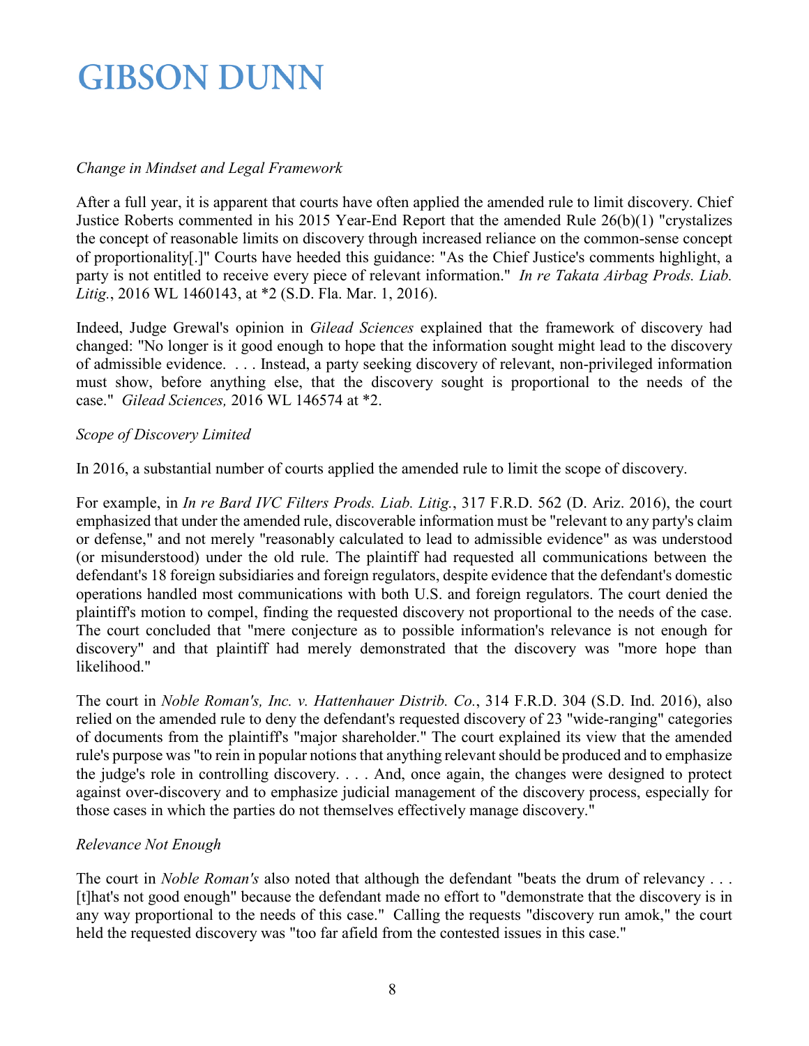*Change in Mindset and Legal Framework*

After a full year, it is apparent that courts have often applied the amended rule to limit discovery. Chief Justice Roberts commented in his 2015 Year-End Report that the amended Rule 26(b)(1) "crystalizes the concept of reasonable limits on discovery through increased reliance on the common-sense concept of proportionality[.]" Courts have heeded this guidance: "As the Chief Justice's comments highlight, a party is not entitled to receive every piece of relevant information." *In re Takata Airbag Prods. Liab. Litig.*, 2016 WL 1460143, at *2 (S.D. Fla. Mar. 1, 2016).

Indeed, Judge Grewal's opinion in *Gilead Sciences* explained that the framework of discovery had changed: "No longer is it good enough to hope that the information sought might lead to the discovery of admissible evidence. . . . Instead, a party seeking discovery of relevant, non-privileged information must show, before anything else, that the discovery sought is proportional to the needs of the case." *Gilead Sciences,* 2016 WL 146574 at *2.

*Scope of Discovery Limited*

In 2016, a substantial number of courts applied the amended rule to limit the scope of discovery.

For example, in *In re Bard IVC Filters Prods. Liab. Litig.*, 317 F.R.D. 562 (D. Ariz. 2016), the court emphasized that under the amended rule, discoverable information must be "relevant to any party's claim or defense," and not merely "reasonably calculated to lead to admissible evidence" as was understood (or misunderstood) under the old rule. The plaintiff had requested all communications between the defendant's 18 foreign subsidiaries and foreign regulators, despite evidence that the defendant's domestic operations handled most communications with both U.S. and foreign regulators. The court denied the plaintiff's motion to compel, finding the requested discovery not proportional to the needs of the case. The court concluded that "mere conjecture as to possible information's relevance is not enough for discovery" and that plaintiff had merely demonstrated that the discovery was "more hope than likelihood."

The court in *Noble Roman's, Inc. v. Hattenhauer Distrib. Co.*, 314 F.R.D. 304 (S.D. Ind. 2016), also relied on the amended rule to deny the defendant's requested discovery of 23 "wide-ranging" categories of documents from the plaintiff's "major shareholder." The court explained its view that the amended rule's purpose was "to rein in popular notions that anything relevant should be produced and to emphasize the judge's role in controlling discovery. . . . And, once again, the changes were designed to protect against over-discovery and to emphasize judicial management of the discovery process, especially for those cases in which the parties do not themselves effectively manage discovery."

*Relevance Not Enough*

The court in *Noble Roman's* also noted that although the defendant "beats the drum of relevancy . . . [t]hat's not good enough" because the defendant made no effort to "demonstrate that the discovery is in any way proportional to the needs of this case." Calling the requests "discovery run amok," the court held the requested discovery was "too far afield from the contested issues in this case."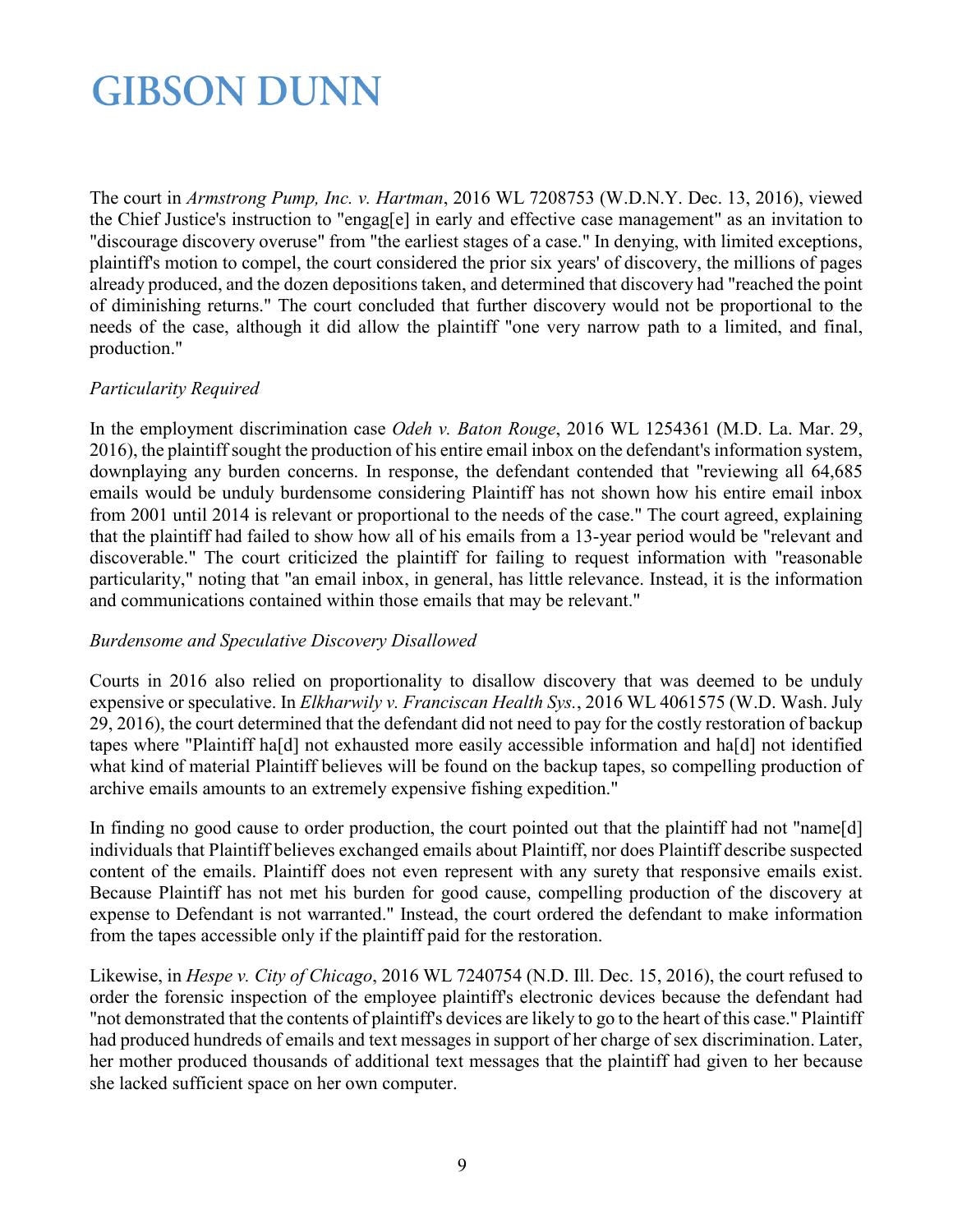The court in *Armstrong Pump, Inc. v. Hartman*, 2016 WL 7208753 (W.D.N.Y. Dec. 13, 2016), viewed the Chief Justice's instruction to "engag[e] in early and effective case management" as an invitation to "discourage discovery overuse" from "the earliest stages of a case." In denying, with limited exceptions, plaintiff's motion to compel, the court considered the prior six years' of discovery, the millions of pages already produced, and the dozen depositions taken, and determined that discovery had "reached the point of diminishing returns." The court concluded that further discovery would not be proportional to the needs of the case, although it did allow the plaintiff "one very narrow path to a limited, and final, production."

*Particularity Required*

In the employment discrimination case *Odeh v. Baton Rouge*, 2016 WL 1254361 (M.D. La. Mar. 29, 2016), the plaintiff sought the production of his entire email inbox on the defendant's information system, downplaying any burden concerns. In response, the defendant contended that "reviewing all 64,685 emails would be unduly burdensome considering Plaintiff has not shown how his entire email inbox from 2001 until 2014 is relevant or proportional to the needs of the case." The court agreed, explaining that the plaintiff had failed to show how all of his emails from a 13-year period would be "relevant and discoverable." The court criticized the plaintiff for failing to request information with "reasonable particularity," noting that "an email inbox, in general, has little relevance. Instead, it is the information and communications contained within those emails that may be relevant."

*Burdensome and Speculative Discovery Disallowed*

Courts in 2016 also relied on proportionality to disallow discovery that was deemed to be unduly expensive or speculative. In *Elkharwily v. Franciscan Health Sys.*, 2016 WL 4061575 (W.D. Wash. July 29, 2016), the court determined that the defendant did not need to pay for the costly restoration of backup tapes where "Plaintiff ha[d] not exhausted more easily accessible information and ha[d] not identified what kind of material Plaintiff believes will be found on the backup tapes, so compelling production of archive emails amounts to an extremely expensive fishing expedition."

In finding no good cause to order production, the court pointed out that the plaintiff had not "name[d] individuals that Plaintiff believes exchanged emails about Plaintiff, nor does Plaintiff describe suspected content of the emails. Plaintiff does not even represent with any surety that responsive emails exist. Because Plaintiff has not met his burden for good cause, compelling production of the discovery at expense to Defendant is not warranted." Instead, the court ordered the defendant to make information from the tapes accessible only if the plaintiff paid for the restoration.

Likewise, in *Hespe v. City of Chicago*, 2016 WL 7240754 (N.D. Ill. Dec. 15, 2016), the court refused to order the forensic inspection of the employee plaintiff's electronic devices because the defendant had "not demonstrated that the contents of plaintiff's devices are likely to go to the heart of this case." Plaintiff had produced hundreds of emails and text messages in support of her charge of sex discrimination. Later, her mother produced thousands of additional text messages that the plaintiff had given to her because she lacked sufficient space on her own computer.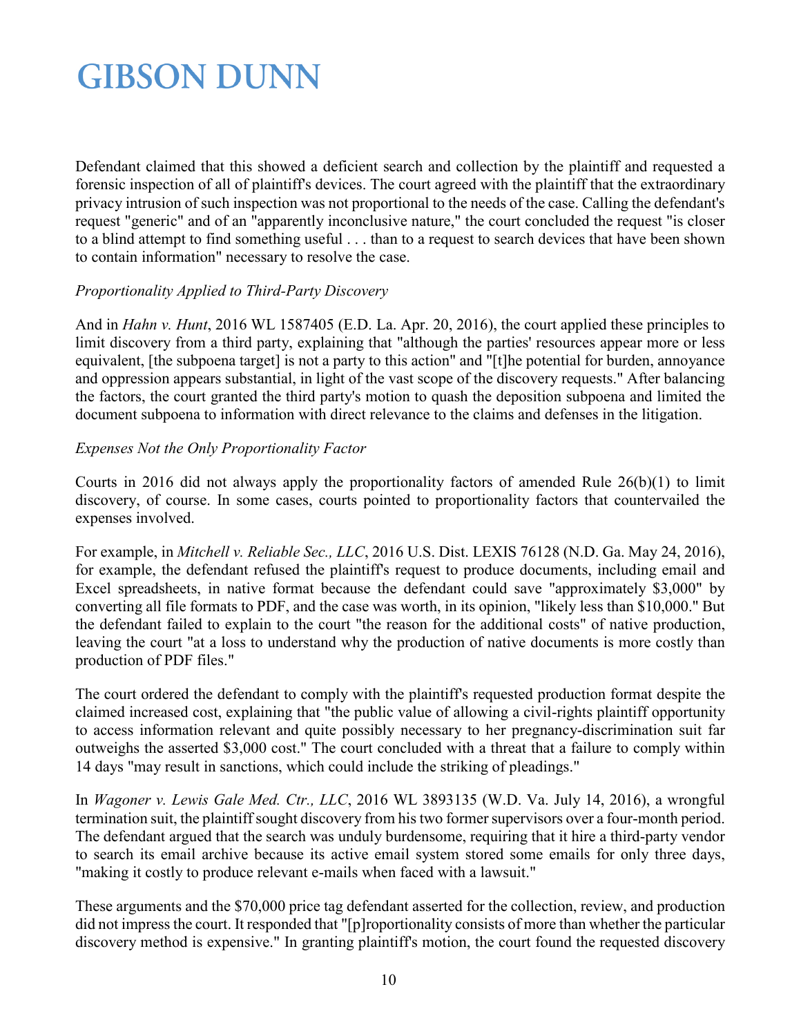Defendant claimed that this showed a deficient search and collection by the plaintiff and requested a forensic inspection of all of plaintiff's devices. The court agreed with the plaintiff that the extraordinary privacy intrusion of such inspection was not proportional to the needs of the case. Calling the defendant's request "generic" and of an "apparently inconclusive nature," the court concluded the request "is closer to a blind attempt to find something useful . . . than to a request to search devices that have been shown to contain information" necessary to resolve the case.

*Proportionality Applied to Third-Party Discovery*

And in *Hahn v. Hunt*, 2016 WL 1587405 (E.D. La. Apr. 20, 2016), the court applied these principles to limit discovery from a third party, explaining that "although the parties' resources appear more or less equivalent, [the subpoena target] is not a party to this action" and "[t]he potential for burden, annoyance and oppression appears substantial, in light of the vast scope of the discovery requests." After balancing the factors, the court granted the third party's motion to quash the deposition subpoena and limited the document subpoena to information with direct relevance to the claims and defenses in the litigation.

*Expenses Not the Only Proportionality Factor*

Courts in 2016 did not always apply the proportionality factors of amended Rule 26(b)(1) to limit discovery, of course. In some cases, courts pointed to proportionality factors that countervailed the expenses involved.

For example, in *Mitchell v. Reliable Sec., LLC*, 2016 U.S. Dist. LEXIS 76128 (N.D. Ga. May 24, 2016), for example, the defendant refused the plaintiff's request to produce documents, including email and Excel spreadsheets, in native format because the defendant could save "approximately $3,000" by converting all file formats to PDF, and the case was worth, in its opinion, "likely less than $10,000." But the defendant failed to explain to the court "the reason for the additional costs" of native production, leaving the court "at a loss to understand why the production of native documents is more costly than production of PDF files."

The court ordered the defendant to comply with the plaintiff's requested production format despite the claimed increased cost, explaining that "the public value of allowing a civil-rights plaintiff opportunity to access information relevant and quite possibly necessary to her pregnancy-discrimination suit far outweighs the asserted $3,000 cost." The court concluded with a threat that a failure to comply within 14 days "may result in sanctions, which could include the striking of pleadings."

In *Wagoner v. Lewis Gale Med. Ctr., LLC*, 2016 WL 3893135 (W.D. Va. July 14, 2016), a wrongful termination suit, the plaintiff sought discovery from his two former supervisors over a four-month period. The defendant argued that the search was unduly burdensome, requiring that it hire a third-party vendor to search its email archive because its active email system stored some emails for only three days, "making it costly to produce relevant e-mails when faced with a lawsuit."

These arguments and the $70,000 price tag defendant asserted for the collection, review, and production did not impress the court. It responded that "[p]roportionality consists of more than whether the particular discovery method is expensive." In granting plaintiff's motion, the court found the requested discovery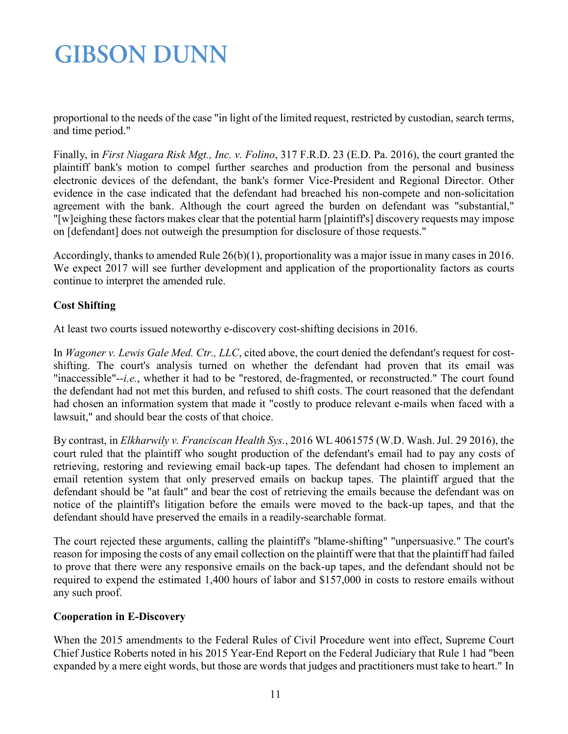proportional to the needs of the case "in light of the limited request, restricted by custodian, search terms, and time period."

Finally, in *First Niagara Risk Mgt., Inc. v. Folino*, 317 F.R.D. 23 (E.D. Pa. 2016), the court granted the plaintiff bank's motion to compel further searches and production from the personal and business electronic devices of the defendant, the bank's former Vice-President and Regional Director. Other evidence in the case indicated that the defendant had breached his non-compete and non-solicitation agreement with the bank. Although the court agreed the burden on defendant was "substantial," "[w]eighing these factors makes clear that the potential harm [plaintiff's] discovery requests may impose on [defendant] does not outweigh the presumption for disclosure of those requests."

Accordingly, thanks to amended Rule 26(b)(1), proportionality was a major issue in many cases in 2016. We expect 2017 will see further development and application of the proportionality factors as courts continue to interpret the amended rule.

**Cost Shifting**

At least two courts issued noteworthy e-discovery cost-shifting decisions in 2016.

In *Wagoner v. Lewis Gale Med. Ctr., LLC*, cited above, the court denied the defendant's request for cost-shifting. The court's analysis turned on whether the defendant had proven that its email was "inaccessible"--*i.e.*, whether it had to be "restored, de-fragmented, or reconstructed." The court found the defendant had not met this burden, and refused to shift costs. The court reasoned that the defendant had chosen an information system that made it "costly to produce relevant e-mails when faced with a lawsuit," and should bear the costs of that choice.

By contrast, in *Elkharwily v. Franciscan Health Sys.*, 2016 WL 4061575 (W.D. Wash. Jul. 29 2016), the court ruled that the plaintiff who sought production of the defendant's email had to pay any costs of retrieving, restoring and reviewing email back-up tapes. The defendant had chosen to implement an email retention system that only preserved emails on backup tapes. The plaintiff argued that the defendant should be "at fault" and bear the cost of retrieving the emails because the defendant was on notice of the plaintiff's litigation before the emails were moved to the back-up tapes, and that the defendant should have preserved the emails in a readily-searchable format.

The court rejected these arguments, calling the plaintiff's "blame-shifting" "unpersuasive." The court's reason for imposing the costs of any email collection on the plaintiff were that that the plaintiff had failed to prove that there were any responsive emails on the back-up tapes, and the defendant should not be required to expend the estimated 1,400 hours of labor and $157,000 in costs to restore emails without any such proof.

**Cooperation in E-Discovery**

When the 2015 amendments to the Federal Rules of Civil Procedure went into effect, Supreme Court Chief Justice Roberts noted in his 2015 Year-End Report on the Federal Judiciary that Rule 1 had "been expanded by a mere eight words, but those are words that judges and practitioners must take to heart." In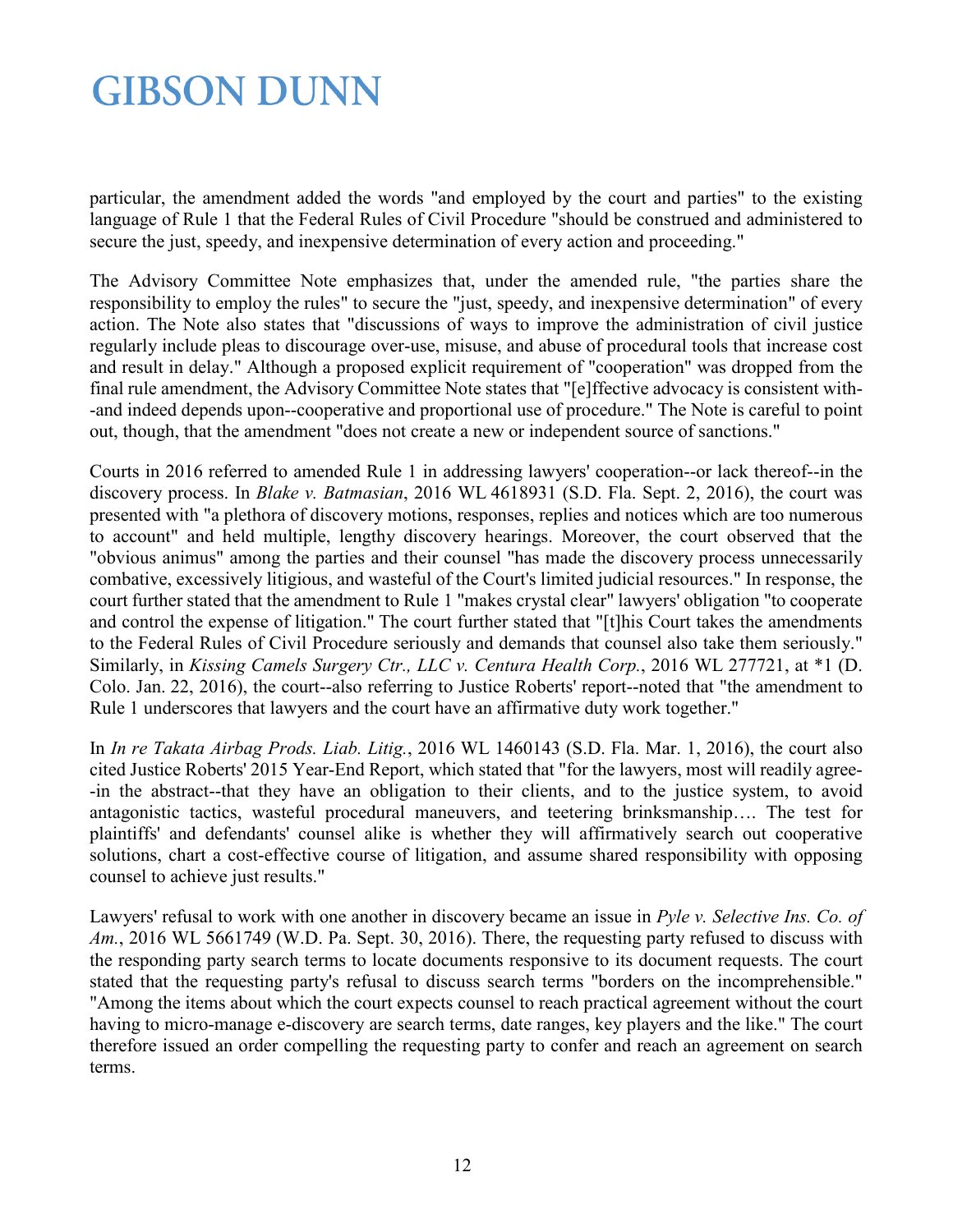particular, the amendment added the words "and employed by the court and parties" to the existing language of Rule 1 that the Federal Rules of Civil Procedure "should be construed and administered to secure the just, speedy, and inexpensive determination of every action and proceeding."

The Advisory Committee Note emphasizes that, under the amended rule, "the parties share the responsibility to employ the rules" to secure the "just, speedy, and inexpensive determination" of every action. The Note also states that "discussions of ways to improve the administration of civil justice regularly include pleas to discourage over-use, misuse, and abuse of procedural tools that increase cost and result in delay." Although a proposed explicit requirement of "cooperation" was dropped from the final rule amendment, the Advisory Committee Note states that "[e]ffective advocacy is consistent with--and indeed depends upon--cooperative and proportional use of procedure." The Note is careful to point out, though, that the amendment "does not create a new or independent source of sanctions."

Courts in 2016 referred to amended Rule 1 in addressing lawyers' cooperation--or lack thereof--in the discovery process. In *Blake v. Batmasian*, 2016 WL 4618931 (S.D. Fla. Sept. 2, 2016), the court was presented with "a plethora of discovery motions, responses, replies and notices which are too numerous to account" and held multiple, lengthy discovery hearings. Moreover, the court observed that the "obvious animus" among the parties and their counsel "has made the discovery process unnecessarily combative, excessively litigious, and wasteful of the Court's limited judicial resources." In response, the court further stated that the amendment to Rule 1 "makes crystal clear" lawyers' obligation "to cooperate and control the expense of litigation." The court further stated that "[t]his Court takes the amendments to the Federal Rules of Civil Procedure seriously and demands that counsel also take them seriously." Similarly, in *Kissing Camels Surgery Ctr., LLC v. Centura Health Corp.*, 2016 WL 277721, at *1 (D. Colo. Jan. 22, 2016), the court--also referring to Justice Roberts' report--noted that "the amendment to Rule 1 underscores that lawyers and the court have an affirmative duty work together."

In *In re Takata Airbag Prods. Liab. Litig.*, 2016 WL 1460143 (S.D. Fla. Mar. 1, 2016), the court also cited Justice Roberts' 2015 Year-End Report, which stated that "for the lawyers, most will readily agree--in the abstract--that they have an obligation to their clients, and to the justice system, to avoid antagonistic tactics, wasteful procedural maneuvers, and teetering brinksmanship…. The test for plaintiffs' and defendants' counsel alike is whether they will affirmatively search out cooperative solutions, chart a cost-effective course of litigation, and assume shared responsibility with opposing counsel to achieve just results."

Lawyers' refusal to work with one another in discovery became an issue in *Pyle v. Selective Ins. Co. of Am.*, 2016 WL 5661749 (W.D. Pa. Sept. 30, 2016). There, the requesting party refused to discuss with the responding party search terms to locate documents responsive to its document requests. The court stated that the requesting party's refusal to discuss search terms "borders on the incomprehensible." "Among the items about which the court expects counsel to reach practical agreement without the court having to micro-manage e-discovery are search terms, date ranges, key players and the like." The court therefore issued an order compelling the requesting party to confer and reach an agreement on search terms.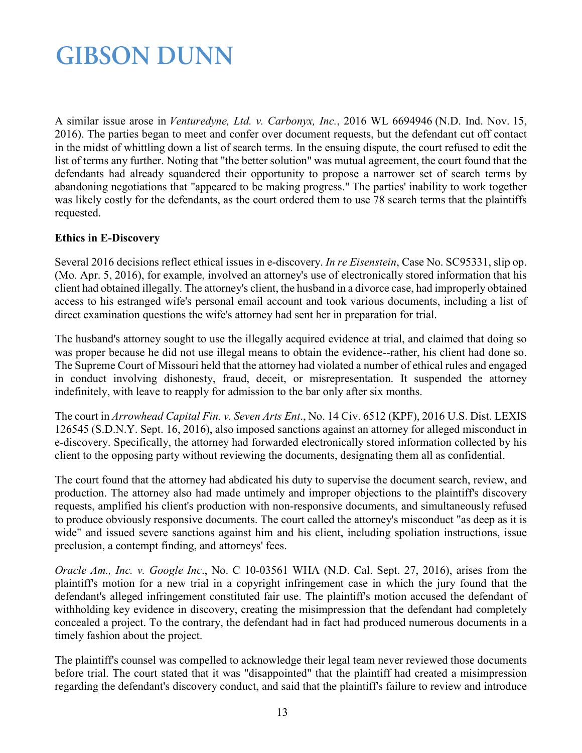A similar issue arose in *Venturedyne, Ltd. v. Carbonyx, Inc.*, 2016 WL 6694946 (N.D. Ind. Nov. 15, 2016). The parties began to meet and confer over document requests, but the defendant cut off contact in the midst of whittling down a list of search terms. In the ensuing dispute, the court refused to edit the list of terms any further. Noting that "the better solution" was mutual agreement, the court found that the defendants had already squandered their opportunity to propose a narrower set of search terms by abandoning negotiations that "appeared to be making progress." The parties' inability to work together was likely costly for the defendants, as the court ordered them to use 78 search terms that the plaintiffs requested.

**Ethics in E-Discovery**

Several 2016 decisions reflect ethical issues in e-discovery. *In re Eisenstein*, Case No. SC95331, slip op. (Mo. Apr. 5, 2016), for example, involved an attorney's use of electronically stored information that his client had obtained illegally. The attorney's client, the husband in a divorce case, had improperly obtained access to his estranged wife's personal email account and took various documents, including a list of direct examination questions the wife's attorney had sent her in preparation for trial.

The husband's attorney sought to use the illegally acquired evidence at trial, and claimed that doing so was proper because he did not use illegal means to obtain the evidence--rather, his client had done so. The Supreme Court of Missouri held that the attorney had violated a number of ethical rules and engaged in conduct involving dishonesty, fraud, deceit, or misrepresentation. It suspended the attorney indefinitely, with leave to reapply for admission to the bar only after six months.

The court in *Arrowhead Capital Fin. v. Seven Arts Ent*., No. 14 Civ. 6512 (KPF), 2016 U.S. Dist. LEXIS 126545 (S.D.N.Y. Sept. 16, 2016), also imposed sanctions against an attorney for alleged misconduct in e-discovery. Specifically, the attorney had forwarded electronically stored information collected by his client to the opposing party without reviewing the documents, designating them all as confidential.

The court found that the attorney had abdicated his duty to supervise the document search, review, and production. The attorney also had made untimely and improper objections to the plaintiff's discovery requests, amplified his client's production with non-responsive documents, and simultaneously refused to produce obviously responsive documents. The court called the attorney's misconduct "as deep as it is wide" and issued severe sanctions against him and his client, including spoliation instructions, issue preclusion, a contempt finding, and attorneys' fees.

*Oracle Am., Inc. v. Google Inc*., No. C 10-03561 WHA (N.D. Cal. Sept. 27, 2016), arises from the plaintiff's motion for a new trial in a copyright infringement case in which the jury found that the defendant's alleged infringement constituted fair use. The plaintiff's motion accused the defendant of withholding key evidence in discovery, creating the misimpression that the defendant had completely concealed a project. To the contrary, the defendant had in fact had produced numerous documents in a timely fashion about the project.

The plaintiff's counsel was compelled to acknowledge their legal team never reviewed those documents before trial. The court stated that it was "disappointed" that the plaintiff had created a misimpression regarding the defendant's discovery conduct, and said that the plaintiff's failure to review and introduce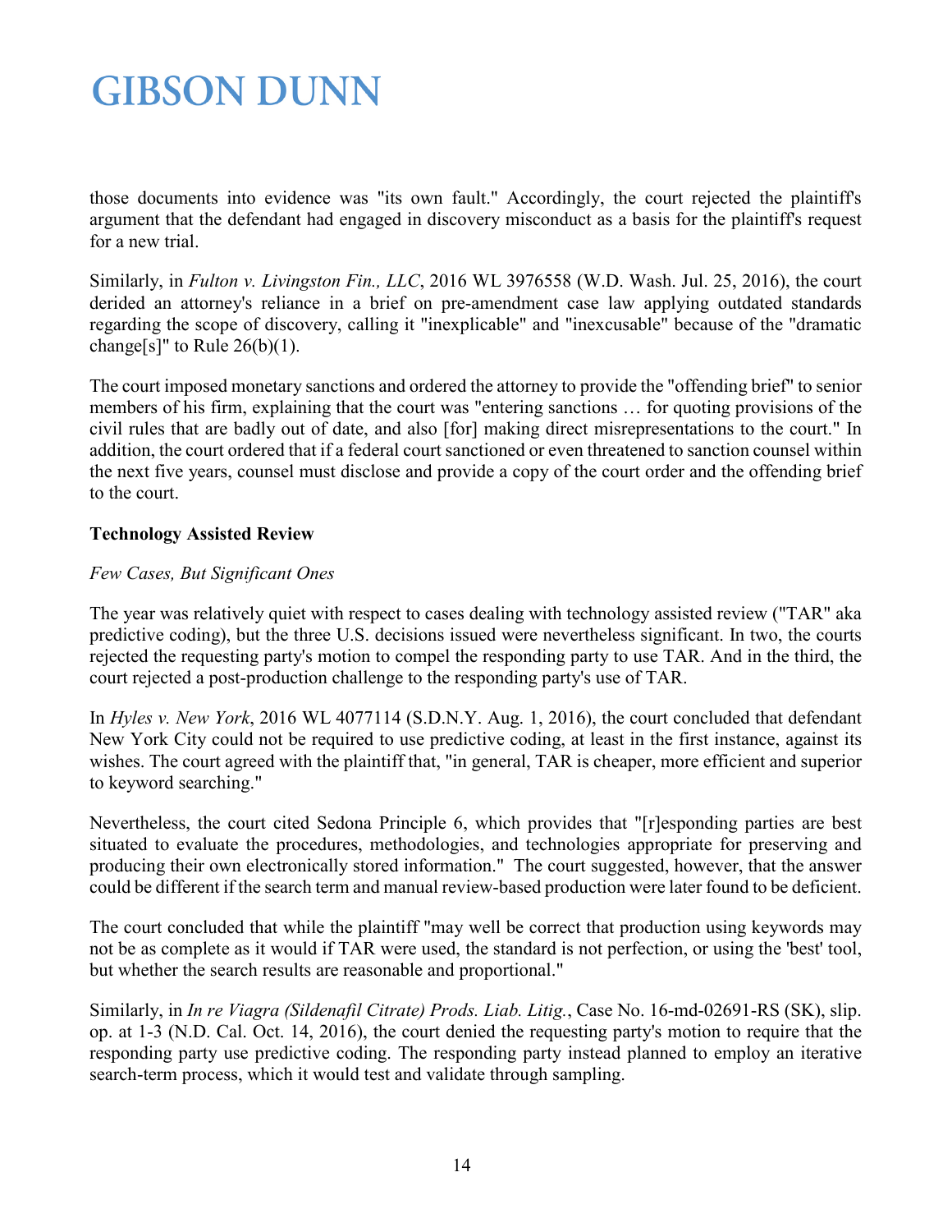those documents into evidence was "its own fault." Accordingly, the court rejected the plaintiff's argument that the defendant had engaged in discovery misconduct as a basis for the plaintiff's request for a new trial.

Similarly, in *Fulton v. Livingston Fin., LLC*, 2016 WL 3976558 (W.D. Wash. Jul. 25, 2016), the court derided an attorney's reliance in a brief on pre-amendment case law applying outdated standards regarding the scope of discovery, calling it "inexplicable" and "inexcusable" because of the "dramatic change[s]" to Rule 26(b)(1).

The court imposed monetary sanctions and ordered the attorney to provide the "offending brief" to senior members of his firm, explaining that the court was "entering sanctions … for quoting provisions of the civil rules that are badly out of date, and also [for] making direct misrepresentations to the court." In addition, the court ordered that if a federal court sanctioned or even threatened to sanction counsel within the next five years, counsel must disclose and provide a copy of the court order and the offending brief to the court.

**Technology Assisted Review**

*Few Cases, But Significant Ones*

The year was relatively quiet with respect to cases dealing with technology assisted review ("TAR" aka predictive coding), but the three U.S. decisions issued were nevertheless significant. In two, the courts rejected the requesting party's motion to compel the responding party to use TAR. And in the third, the court rejected a post-production challenge to the responding party's use of TAR.

In *Hyles v. New York*, 2016 WL 4077114 (S.D.N.Y. Aug. 1, 2016), the court concluded that defendant New York City could not be required to use predictive coding, at least in the first instance, against its wishes. The court agreed with the plaintiff that, "in general, TAR is cheaper, more efficient and superior to keyword searching."

Nevertheless, the court cited Sedona Principle 6, which provides that "[r]esponding parties are best situated to evaluate the procedures, methodologies, and technologies appropriate for preserving and producing their own electronically stored information." The court suggested, however, that the answer could be different if the search term and manual review-based production were later found to be deficient.

The court concluded that while the plaintiff "may well be correct that production using keywords may not be as complete as it would if TAR were used, the standard is not perfection, or using the 'best' tool, but whether the search results are reasonable and proportional."

Similarly, in *In re Viagra (Sildenafil Citrate) Prods. Liab. Litig.*, Case No. 16-md-02691-RS (SK), slip. op. at 1-3 (N.D. Cal. Oct. 14, 2016), the court denied the requesting party's motion to require that the responding party use predictive coding. The responding party instead planned to employ an iterative search-term process, which it would test and validate through sampling.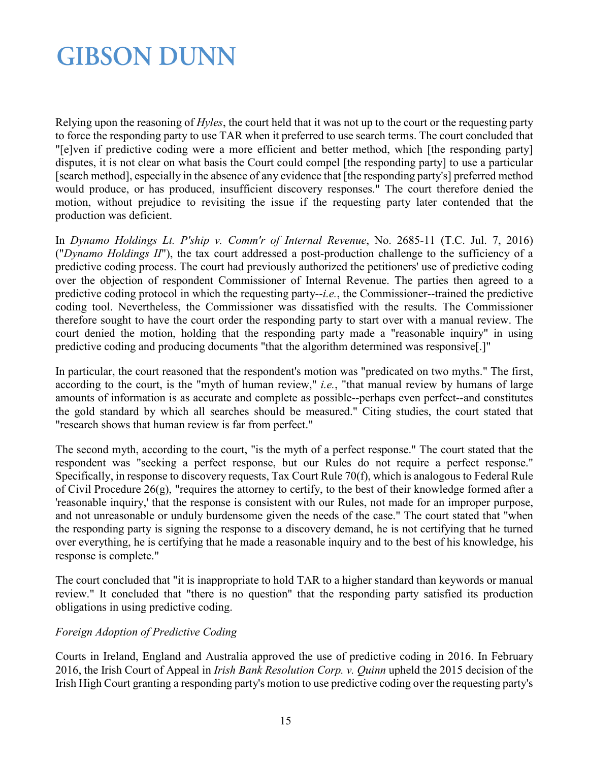Relying upon the reasoning of *Hyles*, the court held that it was not up to the court or the requesting party to force the responding party to use TAR when it preferred to use search terms. The court concluded that "[e]ven if predictive coding were a more efficient and better method, which [the responding party] disputes, it is not clear on what basis the Court could compel [the responding party] to use a particular [search method], especially in the absence of any evidence that [the responding party's] preferred method would produce, or has produced, insufficient discovery responses." The court therefore denied the motion, without prejudice to revisiting the issue if the requesting party later contended that the production was deficient.

In *Dynamo Holdings Lt. P'ship v. Comm'r of Internal Revenue*, No. 2685-11 (T.C. Jul. 7, 2016) ("*Dynamo Holdings II*"), the tax court addressed a post-production challenge to the sufficiency of a predictive coding process. The court had previously authorized the petitioners' use of predictive coding over the objection of respondent Commissioner of Internal Revenue. The parties then agreed to a predictive coding protocol in which the requesting party--*i.e.*, the Commissioner--trained the predictive coding tool. Nevertheless, the Commissioner was dissatisfied with the results. The Commissioner therefore sought to have the court order the responding party to start over with a manual review. The court denied the motion, holding that the responding party made a "reasonable inquiry" in using predictive coding and producing documents "that the algorithm determined was responsive[.]"

In particular, the court reasoned that the respondent's motion was "predicated on two myths." The first, according to the court, is the "myth of human review," *i.e.*, "that manual review by humans of large amounts of information is as accurate and complete as possible--perhaps even perfect--and constitutes the gold standard by which all searches should be measured." Citing studies, the court stated that "research shows that human review is far from perfect."

The second myth, according to the court, "is the myth of a perfect response." The court stated that the respondent was "seeking a perfect response, but our Rules do not require a perfect response." Specifically, in response to discovery requests, Tax Court Rule 70(f), which is analogous to Federal Rule of Civil Procedure 26(g), "requires the attorney to certify, to the best of their knowledge formed after a 'reasonable inquiry,' that the response is consistent with our Rules, not made for an improper purpose, and not unreasonable or unduly burdensome given the needs of the case." The court stated that "when the responding party is signing the response to a discovery demand, he is not certifying that he turned over everything, he is certifying that he made a reasonable inquiry and to the best of his knowledge, his response is complete."

The court concluded that "it is inappropriate to hold TAR to a higher standard than keywords or manual review." It concluded that "there is no question" that the responding party satisfied its production obligations in using predictive coding.

*Foreign Adoption of Predictive Coding*

Courts in Ireland, England and Australia approved the use of predictive coding in 2016. In February 2016, the Irish Court of Appeal in *Irish Bank Resolution Corp. v. Quinn* upheld the 2015 decision of the Irish High Court granting a responding party's motion to use predictive coding over the requesting party's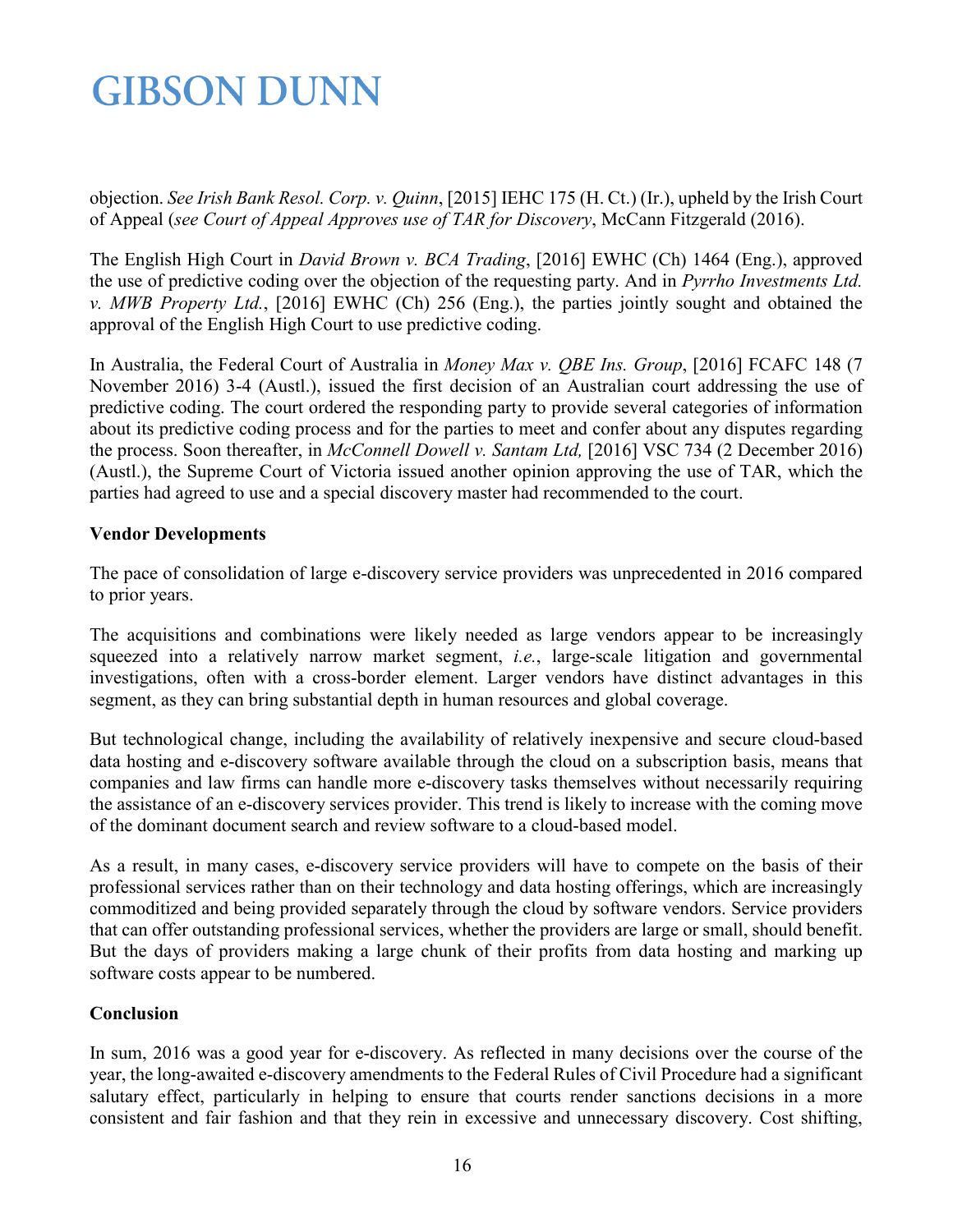objection. *See Irish Bank Resol. Corp. v. Quinn*, [2015] IEHC 175 (H. Ct.) (Ir.), upheld by the Irish Court of Appeal (*see Court of Appeal Approves use of TAR for Discovery*, McCann Fitzgerald (2016).

The English High Court in *David Brown v. BCA Trading*, [2016] EWHC (Ch) 1464 (Eng.), approved the use of predictive coding over the objection of the requesting party. And in *Pyrrho Investments Ltd. v. MWB Property Ltd.*, [2016] EWHC (Ch) 256 (Eng.), the parties jointly sought and obtained the approval of the English High Court to use predictive coding.

In Australia, the Federal Court of Australia in *Money Max v. QBE Ins. Group*, [2016] FCAFC 148 (7 November 2016) 3-4 (Austl.), issued the first decision of an Australian court addressing the use of predictive coding. The court ordered the responding party to provide several categories of information about its predictive coding process and for the parties to meet and confer about any disputes regarding the process. Soon thereafter, in *McConnell Dowell v. Santam Ltd,* [2016] VSC 734 (2 December 2016) (Austl.), the Supreme Court of Victoria issued another opinion approving the use of TAR, which the parties had agreed to use and a special discovery master had recommended to the court.

**Vendor Developments**

The pace of consolidation of large e-discovery service providers was unprecedented in 2016 compared to prior years.

The acquisitions and combinations were likely needed as large vendors appear to be increasingly squeezed into a relatively narrow market segment, *i.e.*, large-scale litigation and governmental investigations, often with a cross-border element. Larger vendors have distinct advantages in this segment, as they can bring substantial depth in human resources and global coverage.

But technological change, including the availability of relatively inexpensive and secure cloud-based data hosting and e-discovery software available through the cloud on a subscription basis, means that companies and law firms can handle more e-discovery tasks themselves without necessarily requiring the assistance of an e-discovery services provider. This trend is likely to increase with the coming move of the dominant document search and review software to a cloud-based model.

As a result, in many cases, e-discovery service providers will have to compete on the basis of their professional services rather than on their technology and data hosting offerings, which are increasingly commoditized and being provided separately through the cloud by software vendors. Service providers that can offer outstanding professional services, whether the providers are large or small, should benefit. But the days of providers making a large chunk of their profits from data hosting and marking up software costs appear to be numbered.

**Conclusion**

In sum, 2016 was a good year for e-discovery. As reflected in many decisions over the course of the year, the long-awaited e-discovery amendments to the Federal Rules of Civil Procedure had a significant salutary effect, particularly in helping to ensure that courts render sanctions decisions in a more consistent and fair fashion and that they rein in excessive and unnecessary discovery. Cost shifting,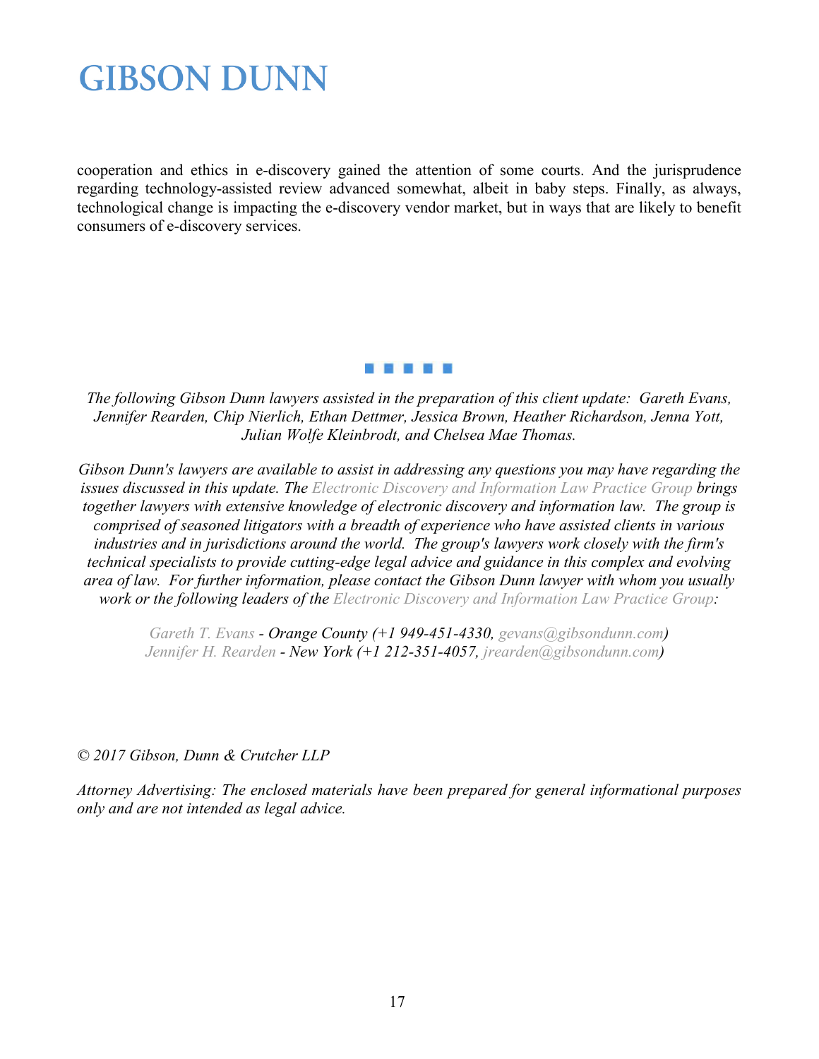cooperation and ethics in e-discovery gained the attention of some courts. And the jurisprudence regarding technology-assisted review advanced somewhat, albeit in baby steps. Finally, as always, technological change is impacting the e-discovery vendor market, but in ways that are likely to benefit consumers of e-discovery services.

■ ■ ■ ■ ■

*The following Gibson Dunn lawyers assisted in the preparation of this client update: Gareth Evans, Jennifer Rearden, Chip Nierlich, Ethan Dettmer, Jessica Brown, Heather Richardson, Jenna Yott, Julian Wolfe Kleinbrodt, and Chelsea Mae Thomas.*

*Gibson Dunn's lawyers are available to assist in addressing any questions you may have regarding the issues discussed in this update. The Electronic Discovery and Information Law Practice Group brings together lawyers with extensive knowledge of electronic discovery and information law. The group is comprised of seasoned litigators with a breadth of experience who have assisted clients in various industries and in jurisdictions around the world. The group's lawyers work closely with the firm's technical specialists to provide cutting-edge legal advice and guidance in this complex and evolving area of law. For further information, please contact the Gibson Dunn lawyer with whom you usually work or the following leaders of the Electronic Discovery and Information Law Practice Group:*

*Gareth T. Evans - Orange County (+1 949-451-4330, gevans@gibsondunn.com)*
*Jennifer H. Rearden - New York (+1 212-351-4057, jrearden@gibsondunn.com)*

*© 2017 Gibson, Dunn & Crutcher LLP*

*Attorney Advertising: The enclosed materials have been prepared for general informational purposes only and are not intended as legal advice.*